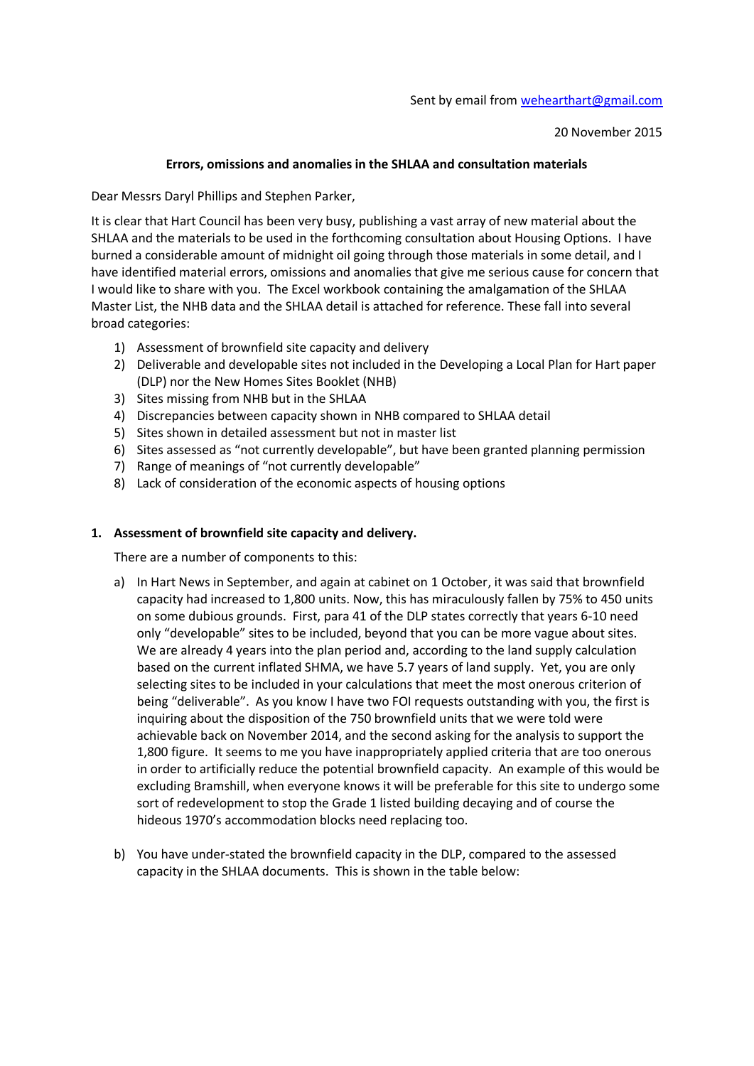Sent by email from weheart​hart@gmail.com

20 November 2015

**Errors, omissions and anomalies in the SHLAA and consultation materials**

Dear Messrs Daryl Phillips and Stephen Parker,

It is clear that Hart Council has been very busy, publishing a vast array of new material about the SHLAA and the materials to be used in the forthcoming consultation about Housing Options. I have burned a considerable amount of midnight oil going through those materials in some detail, and I have identified material errors, omissions and anomalies that give me serious cause for concern that I would like to share with you. The Excel workbook containing the amalgamation of the SHLAA Master List, the NHB data and the SHLAA detail is attached for reference. These fall into several broad categories:

1) Assessment of brownfield site capacity and delivery
2) Deliverable and developable sites not included in the Developing a Local Plan for Hart paper (DLP) nor the New Homes Sites Booklet (NHB)
3) Sites missing from NHB but in the SHLAA
4) Discrepancies between capacity shown in NHB compared to SHLAA detail
5) Sites shown in detailed assessment but not in master list
6) Sites assessed as "not currently developable", but have been granted planning permission
7) Range of meanings of "not currently developable"
8) Lack of consideration of the economic aspects of housing options

**1. Assessment of brownfield site capacity and delivery.**

There are a number of components to this:

a) In Hart News in September, and again at cabinet on 1 October, it was said that brownfield capacity had increased to 1,800 units. Now, this has miraculously fallen by 75% to 450 units on some dubious grounds. First, para 41 of the DLP states correctly that years 6-10 need only "developable" sites to be included, beyond that you can be more vague about sites. We are already 4 years into the plan period and, according to the land supply calculation based on the current inflated SHMA, we have 5.7 years of land supply. Yet, you are only selecting sites to be included in your calculations that meet the most onerous criterion of being "deliverable". As you know I have two FOI requests outstanding with you, the first is inquiring about the disposition of the 750 brownfield units that we were told were achievable back on November 2014, and the second asking for the analysis to support the 1,800 figure. It seems to me you have inappropriately applied criteria that are too onerous in order to artificially reduce the potential brownfield capacity. An example of this would be excluding Bramshill, when everyone knows it will be preferable for this site to undergo some sort of redevelopment to stop the Grade 1 listed building decaying and of course the hideous 1970's accommodation blocks need replacing too.

b) You have under-stated the brownfield capacity in the DLP, compared to the assessed capacity in the SHLAA documents. This is shown in the table below: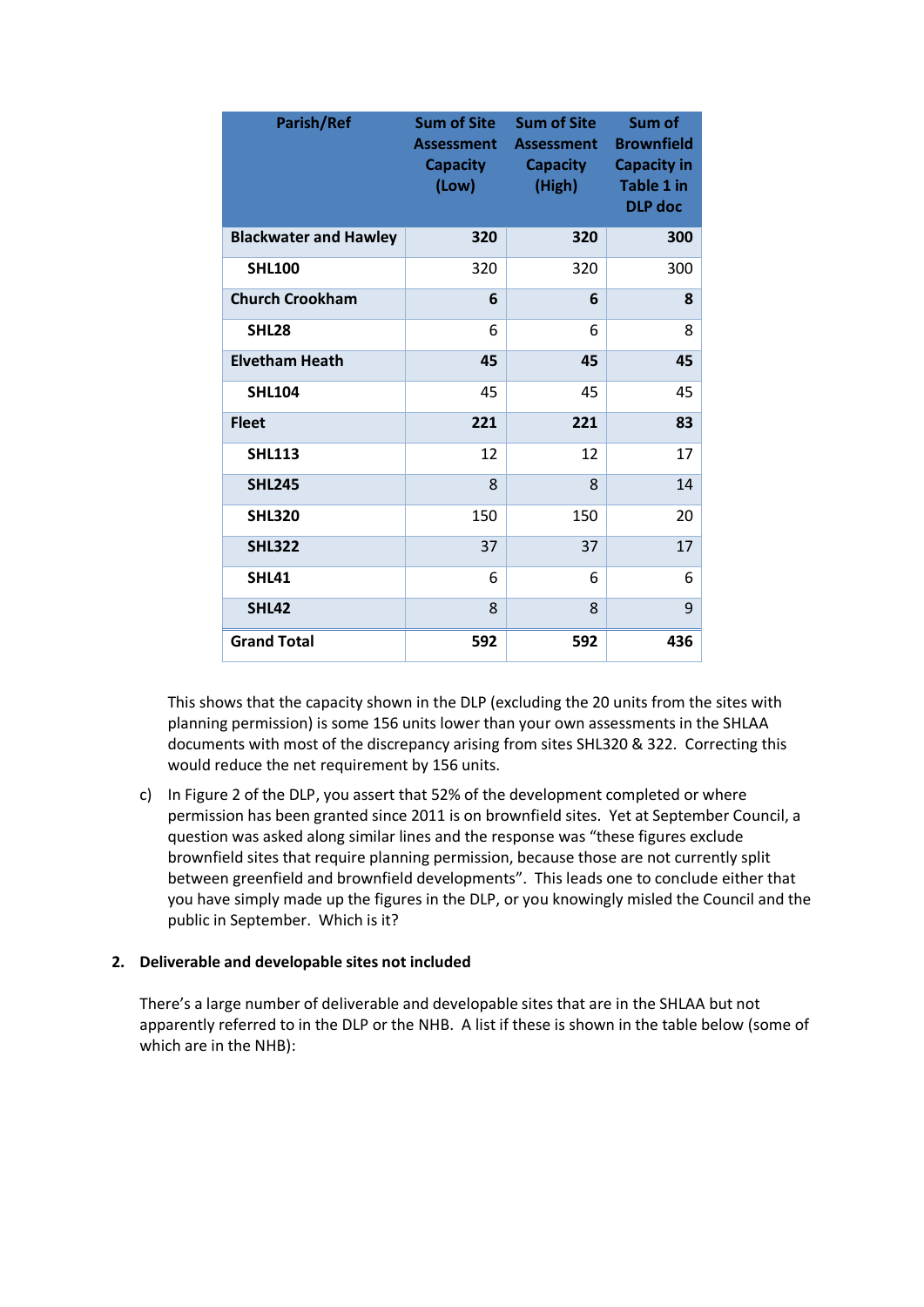| Parish/Ref | Sum of Site Assessment Capacity (Low) | Sum of Site Assessment Capacity (High) | Sum of Brownfield Capacity in Table 1 in DLP doc |
|---|---|---|---|
| **Blackwater and Hawley** | **320** | **320** | **300** |
| **SHL100** | 320 | 320 | 300 |
| **Church Crookham** | **6** | **6** | **8** |
| **SHL28** | 6 | 6 | 8 |
| **Elvetham Heath** | **45** | **45** | **45** |
| **SHL104** | 45 | 45 | 45 |
| **Fleet** | **221** | **221** | **83** |
| **SHL113** | 12 | 12 | 17 |
| **SHL245** | 8 | 8 | 14 |
| **SHL320** | 150 | 150 | 20 |
| **SHL322** | 37 | 37 | 17 |
| **SHL41** | 6 | 6 | 6 |
| **SHL42** | 8 | 8 | 9 |
| **Grand Total** | **592** | **592** | **436** |

This shows that the capacity shown in the DLP (excluding the 20 units from the sites with planning permission) is some 156 units lower than your own assessments in the SHLAA documents with most of the discrepancy arising from sites SHL320 & 322. Correcting this would reduce the net requirement by 156 units.

c) In Figure 2 of the DLP, you assert that 52% of the development completed or where permission has been granted since 2011 is on brownfield sites. Yet at September Council, a question was asked along similar lines and the response was "these figures exclude brownfield sites that require planning permission, because those are not currently split between greenfield and brownfield developments". This leads one to conclude either that you have simply made up the figures in the DLP, or you knowingly misled the Council and the public in September. Which is it?

## 2. Deliverable and developable sites not included

There's a large number of deliverable and developable sites that are in the SHLAA but not apparently referred to in the DLP or the NHB. A list if these is shown in the table below (some of which are in the NHB):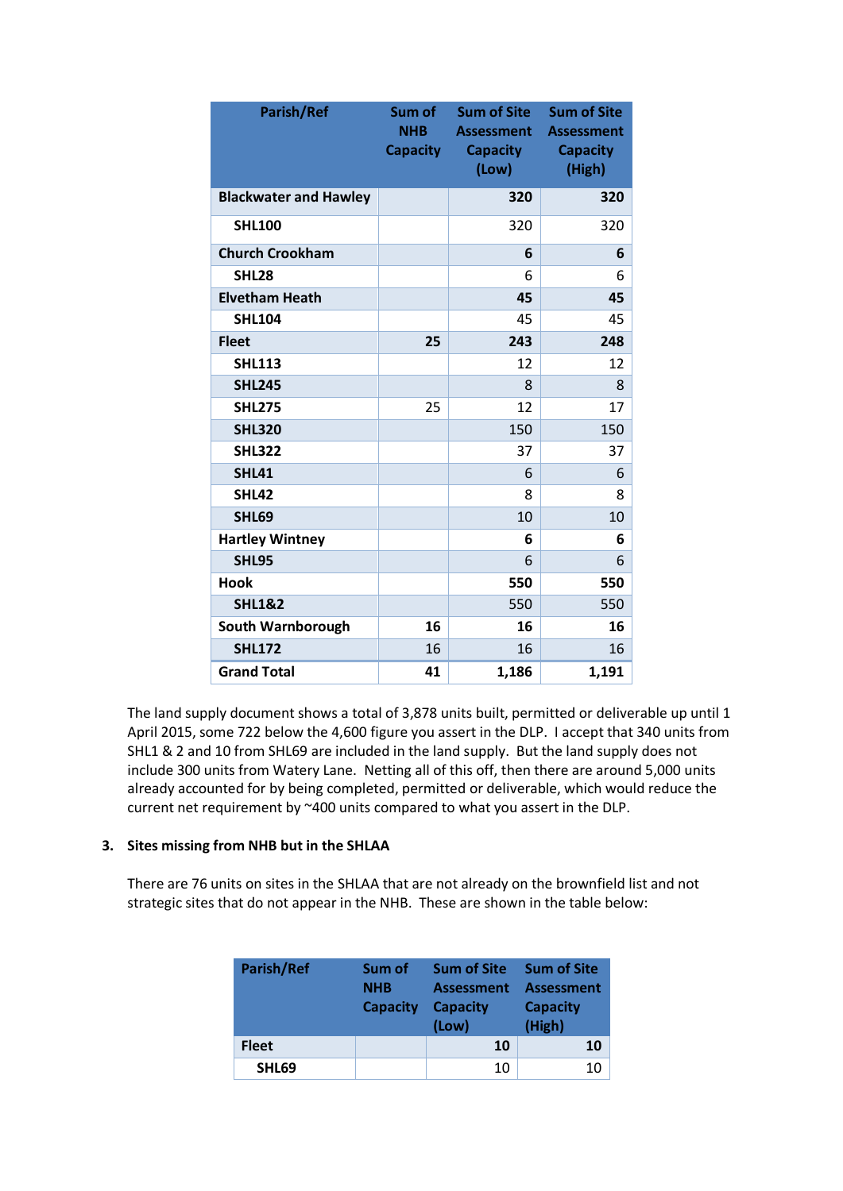| Parish/Ref | Sum of NHB Capacity | Sum of Site Assessment Capacity (Low) | Sum of Site Assessment Capacity (High) |
|---|---|---|---|
| **Blackwater and Hawley** | | **320** | **320** |
| **SHL100** | | 320 | 320 |
| **Church Crookham** | | **6** | **6** |
| **SHL28** | | 6 | 6 |
| **Elvetham Heath** | | **45** | **45** |
| **SHL104** | | 45 | 45 |
| **Fleet** | **25** | **243** | **248** |
| **SHL113** | | 12 | 12 |
| **SHL245** | | 8 | 8 |
| **SHL275** | 25 | 12 | 17 |
| **SHL320** | | 150 | 150 |
| **SHL322** | | 37 | 37 |
| **SHL41** | | 6 | 6 |
| **SHL42** | | 8 | 8 |
| **SHL69** | | 10 | 10 |
| **Hartley Wintney** | | **6** | **6** |
| **SHL95** | | 6 | 6 |
| **Hook** | | **550** | **550** |
| **SHL1&2** | | 550 | 550 |
| **South Warnborough** | **16** | **16** | **16** |
| **SHL172** | 16 | 16 | 16 |
| **Grand Total** | **41** | **1,186** | **1,191** |

The land supply document shows a total of 3,878 units built, permitted or deliverable up until 1 April 2015, some 722 below the 4,600 figure you assert in the DLP. I accept that 340 units from SHL1 & 2 and 10 from SHL69 are included in the land supply. But the land supply does not include 300 units from Watery Lane. Netting all of this off, then there are around 5,000 units already accounted for by being completed, permitted or deliverable, which would reduce the current net requirement by ~400 units compared to what you assert in the DLP.

### 3. Sites missing from NHB but in the SHLAA

There are 76 units on sites in the SHLAA that are not already on the brownfield list and not strategic sites that do not appear in the NHB. These are shown in the table below:

| Parish/Ref | Sum of NHB Capacity | Sum of Site Assessment Capacity (Low) | Sum of Site Assessment Capacity (High) |
|---|---|---|---|
| **Fleet** | | **10** | **10** |
| **SHL69** | | 10 | 10 |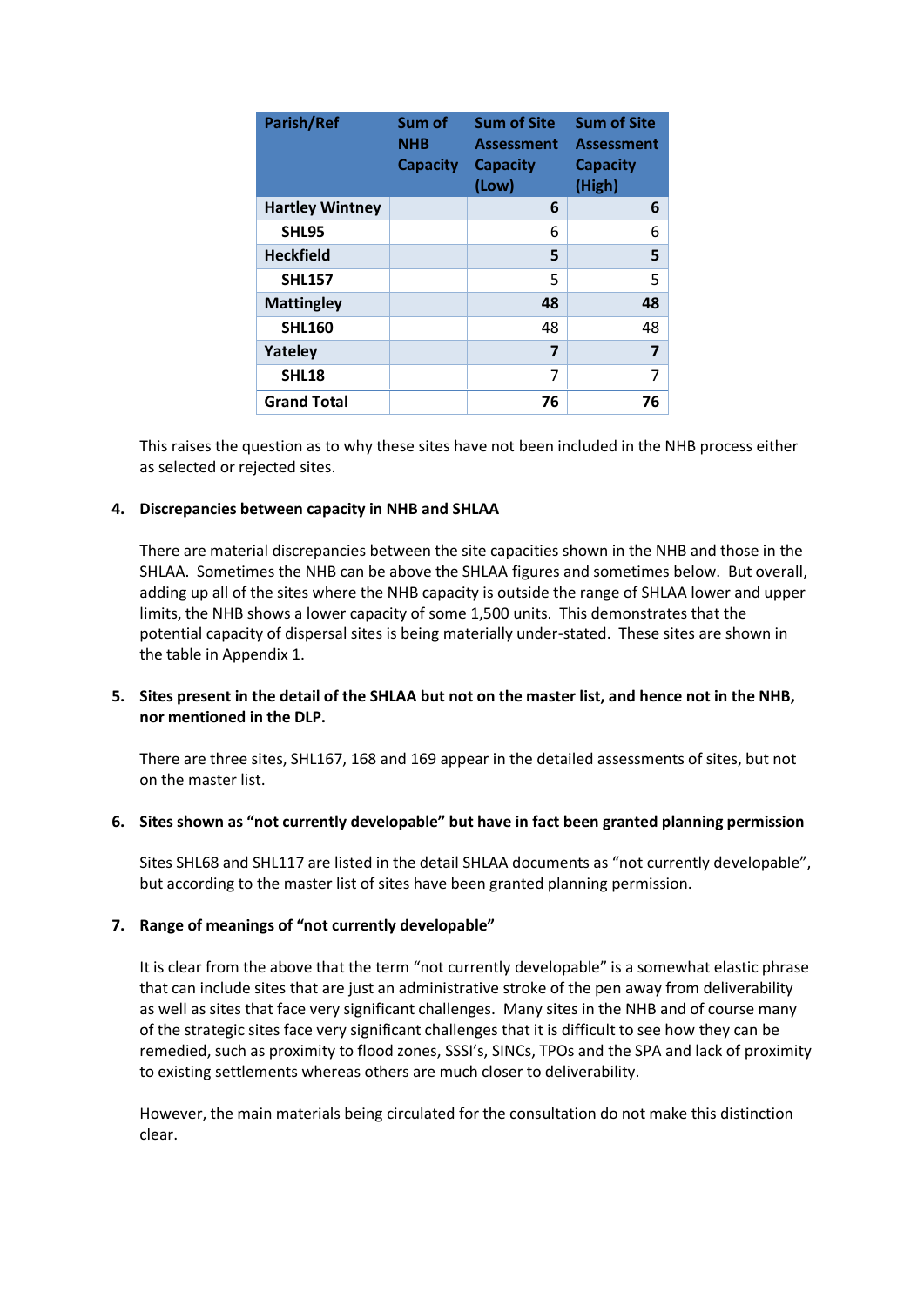| Parish/Ref | Sum of NHB Capacity | Sum of Site Assessment Capacity (Low) | Sum of Site Assessment Capacity (High) |
|---|---|---|---|
| **Hartley Wintney** | | **6** | **6** |
| **SHL95** | | 6 | 6 |
| **Heckfield** | | **5** | **5** |
| **SHL157** | | 5 | 5 |
| **Mattingley** | | **48** | **48** |
| **SHL160** | | 48 | 48 |
| **Yateley** | | **7** | **7** |
| **SHL18** | | 7 | 7 |
| **Grand Total** | | **76** | **76** |

This raises the question as to why these sites have not been included in the NHB process either as selected or rejected sites.

4. **Discrepancies between capacity in NHB and SHLAA**

   There are material discrepancies between the site capacities shown in the NHB and those in the SHLAA. Sometimes the NHB can be above the SHLAA figures and sometimes below. But overall, adding up all of the sites where the NHB capacity is outside the range of SHLAA lower and upper limits, the NHB shows a lower capacity of some 1,500 units. This demonstrates that the potential capacity of dispersal sites is being materially under-stated. These sites are shown in the table in Appendix 1.

5. **Sites present in the detail of the SHLAA but not on the master list, and hence not in the NHB, nor mentioned in the DLP.**

   There are three sites, SHL167, 168 and 169 appear in the detailed assessments of sites, but not on the master list.

6. **Sites shown as "not currently developable" but have in fact been granted planning permission**

   Sites SHL68 and SHL117 are listed in the detail SHLAA documents as "not currently developable", but according to the master list of sites have been granted planning permission.

7. **Range of meanings of "not currently developable"**

   It is clear from the above that the term "not currently developable" is a somewhat elastic phrase that can include sites that are just an administrative stroke of the pen away from deliverability as well as sites that face very significant challenges. Many sites in the NHB and of course many of the strategic sites face very significant challenges that it is difficult to see how they can be remedied, such as proximity to flood zones, SSSI's, SINCs, TPOs and the SPA and lack of proximity to existing settlements whereas others are much closer to deliverability.

   However, the main materials being circulated for the consultation do not make this distinction clear.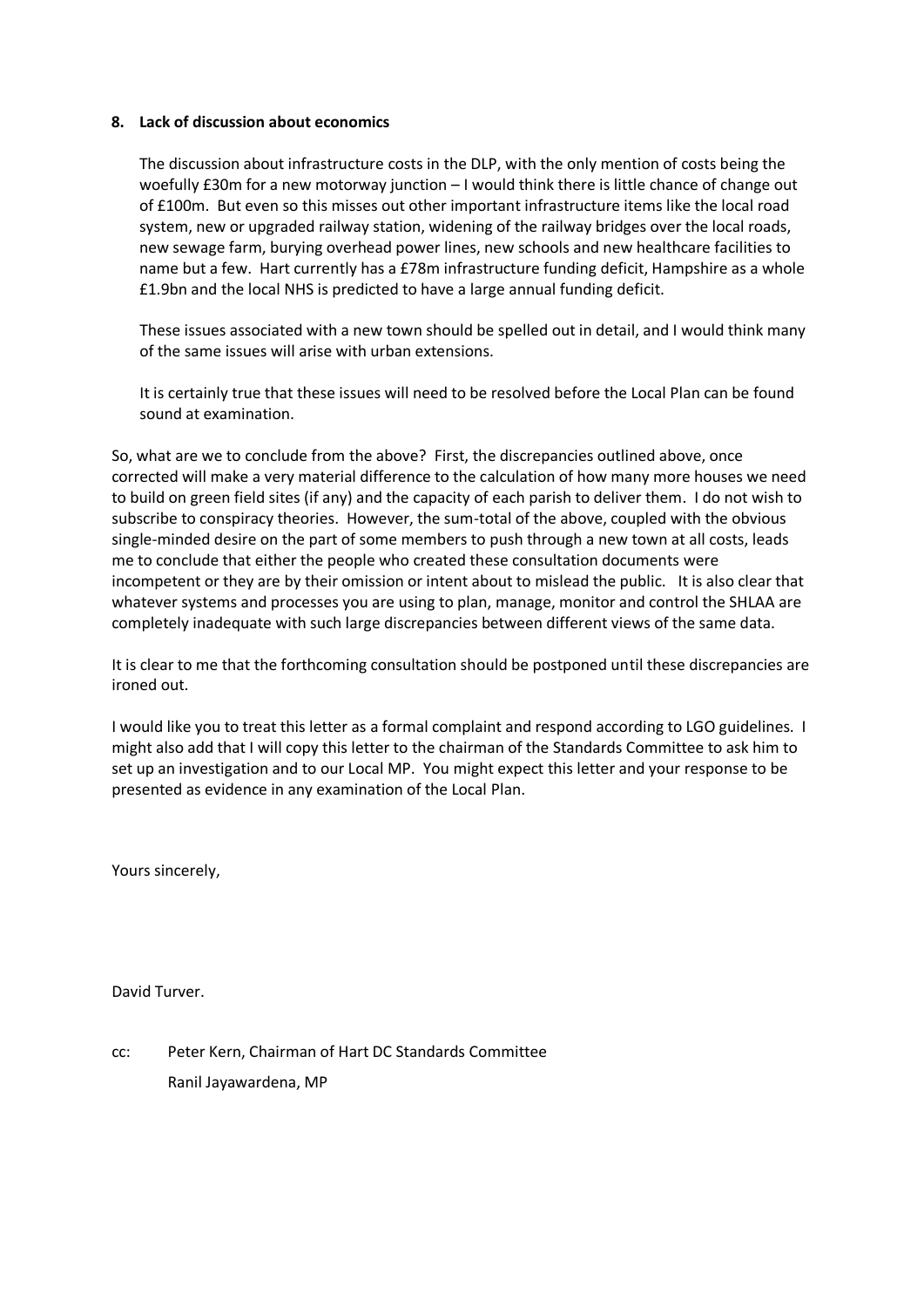**8. Lack of discussion about economics**

The discussion about infrastructure costs in the DLP, with the only mention of costs being the woefully £30m for a new motorway junction – I would think there is little chance of change out of £100m. But even so this misses out other important infrastructure items like the local road system, new or upgraded railway station, widening of the railway bridges over the local roads, new sewage farm, burying overhead power lines, new schools and new healthcare facilities to name but a few. Hart currently has a £78m infrastructure funding deficit, Hampshire as a whole £1.9bn and the local NHS is predicted to have a large annual funding deficit.

These issues associated with a new town should be spelled out in detail, and I would think many of the same issues will arise with urban extensions.

It is certainly true that these issues will need to be resolved before the Local Plan can be found sound at examination.

So, what are we to conclude from the above? First, the discrepancies outlined above, once corrected will make a very material difference to the calculation of how many more houses we need to build on green field sites (if any) and the capacity of each parish to deliver them. I do not wish to subscribe to conspiracy theories. However, the sum-total of the above, coupled with the obvious single-minded desire on the part of some members to push through a new town at all costs, leads me to conclude that either the people who created these consultation documents were incompetent or they are by their omission or intent about to mislead the public. It is also clear that whatever systems and processes you are using to plan, manage, monitor and control the SHLAA are completely inadequate with such large discrepancies between different views of the same data.

It is clear to me that the forthcoming consultation should be postponed until these discrepancies are ironed out.

I would like you to treat this letter as a formal complaint and respond according to LGO guidelines. I might also add that I will copy this letter to the chairman of the Standards Committee to ask him to set up an investigation and to our Local MP. You might expect this letter and your response to be presented as evidence in any examination of the Local Plan.

Yours sincerely,

David Turver.

cc: Peter Kern, Chairman of Hart DC Standards Committee
Ranil Jayawardena, MP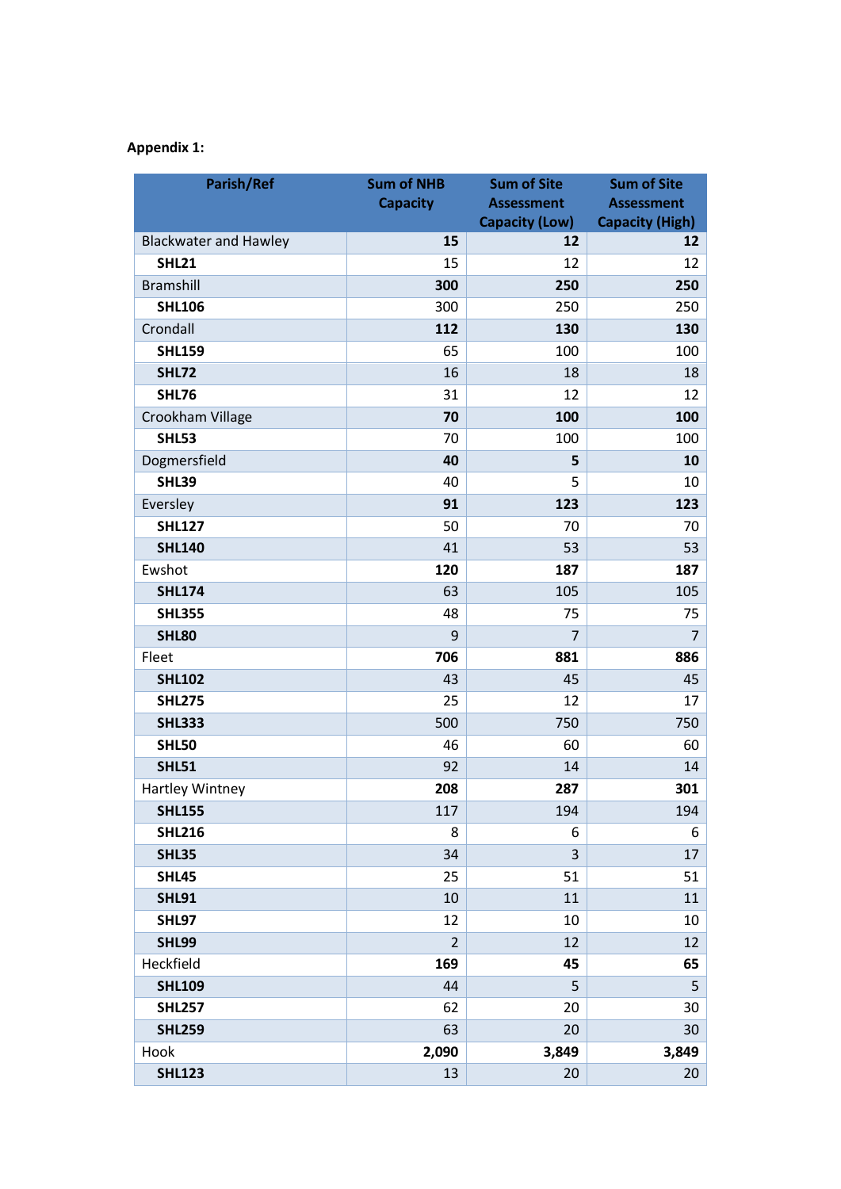**Appendix 1:**

| Parish/Ref | Sum of NHB Capacity | Sum of Site Assessment Capacity (Low) | Sum of Site Assessment Capacity (High) |
|---|---|---|---|
| Blackwater and Hawley | **15** | **12** | **12** |
| **SHL21** | 15 | 12 | 12 |
| Bramshill | **300** | **250** | **250** |
| **SHL106** | 300 | 250 | 250 |
| Crondall | **112** | **130** | **130** |
| **SHL159** | 65 | 100 | 100 |
| **SHL72** | 16 | 18 | 18 |
| **SHL76** | 31 | 12 | 12 |
| Crookham Village | **70** | **100** | **100** |
| **SHL53** | 70 | 100 | 100 |
| Dogmersfield | **40** | **5** | **10** |
| **SHL39** | 40 | 5 | 10 |
| Eversley | **91** | **123** | **123** |
| **SHL127** | 50 | 70 | 70 |
| **SHL140** | 41 | 53 | 53 |
| Ewshot | **120** | **187** | **187** |
| **SHL174** | 63 | 105 | 105 |
| **SHL355** | 48 | 75 | 75 |
| **SHL80** | 9 | 7 | 7 |
| Fleet | **706** | **881** | **886** |
| **SHL102** | 43 | 45 | 45 |
| **SHL275** | 25 | 12 | 17 |
| **SHL333** | 500 | 750 | 750 |
| **SHL50** | 46 | 60 | 60 |
| **SHL51** | 92 | 14 | 14 |
| Hartley Wintney | **208** | **287** | **301** |
| **SHL155** | 117 | 194 | 194 |
| **SHL216** | 8 | 6 | 6 |
| **SHL35** | 34 | 3 | 17 |
| **SHL45** | 25 | 51 | 51 |
| **SHL91** | 10 | 11 | 11 |
| **SHL97** | 12 | 10 | 10 |
| **SHL99** | 2 | 12 | 12 |
| Heckfield | **169** | **45** | **65** |
| **SHL109** | 44 | 5 | 5 |
| **SHL257** | 62 | 20 | 30 |
| **SHL259** | 63 | 20 | 30 |
| Hook | **2,090** | **3,849** | **3,849** |
| **SHL123** | 13 | 20 | 20 |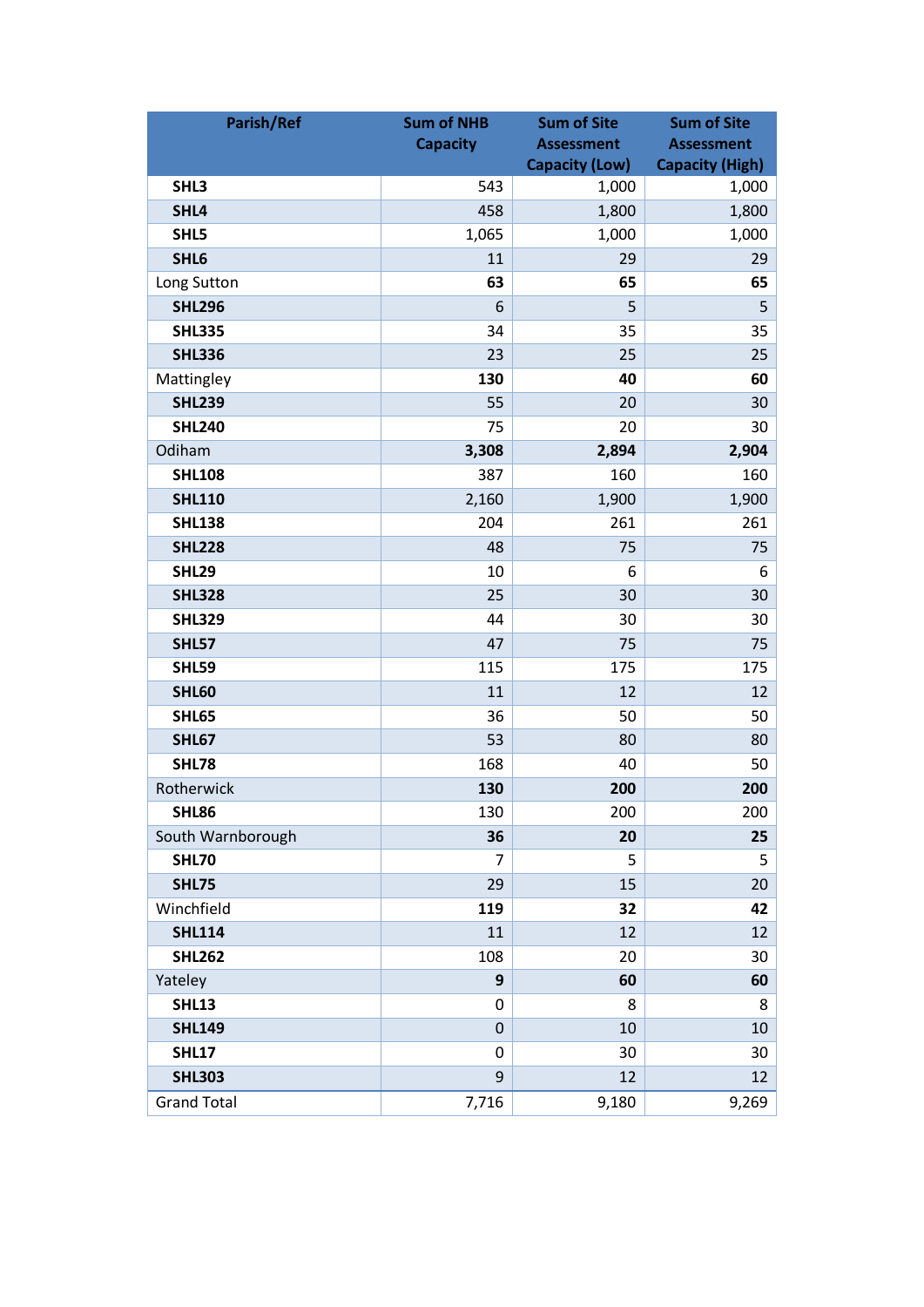| Parish/Ref | Sum of NHB Capacity | Sum of Site Assessment Capacity (Low) | Sum of Site Assessment Capacity (High) |
|---|---|---|---|
| **SHL3** | 543 | 1,000 | 1,000 |
| **SHL4** | 458 | 1,800 | 1,800 |
| **SHL5** | 1,065 | 1,000 | 1,000 |
| **SHL6** | 11 | 29 | 29 |
| Long Sutton | **63** | **65** | **65** |
| **SHL296** | 6 | 5 | 5 |
| **SHL335** | 34 | 35 | 35 |
| **SHL336** | 23 | 25 | 25 |
| Mattingley | **130** | **40** | **60** |
| **SHL239** | 55 | 20 | 30 |
| **SHL240** | 75 | 20 | 30 |
| Odiham | **3,308** | **2,894** | **2,904** |
| **SHL108** | 387 | 160 | 160 |
| **SHL110** | 2,160 | 1,900 | 1,900 |
| **SHL138** | 204 | 261 | 261 |
| **SHL228** | 48 | 75 | 75 |
| **SHL29** | 10 | 6 | 6 |
| **SHL328** | 25 | 30 | 30 |
| **SHL329** | 44 | 30 | 30 |
| **SHL57** | 47 | 75 | 75 |
| **SHL59** | 115 | 175 | 175 |
| **SHL60** | 11 | 12 | 12 |
| **SHL65** | 36 | 50 | 50 |
| **SHL67** | 53 | 80 | 80 |
| **SHL78** | 168 | 40 | 50 |
| Rotherwick | **130** | **200** | **200** |
| **SHL86** | 130 | 200 | 200 |
| South Warnborough | **36** | **20** | **25** |
| **SHL70** | 7 | 5 | 5 |
| **SHL75** | 29 | 15 | 20 |
| Winchfield | **119** | **32** | **42** |
| **SHL114** | 11 | 12 | 12 |
| **SHL262** | 108 | 20 | 30 |
| Yateley | **9** | **60** | **60** |
| **SHL13** | 0 | 8 | 8 |
| **SHL149** | 0 | 10 | 10 |
| **SHL17** | 0 | 30 | 30 |
| **SHL303** | 9 | 12 | 12 |
| Grand Total | 7,716 | 9,180 | 9,269 |